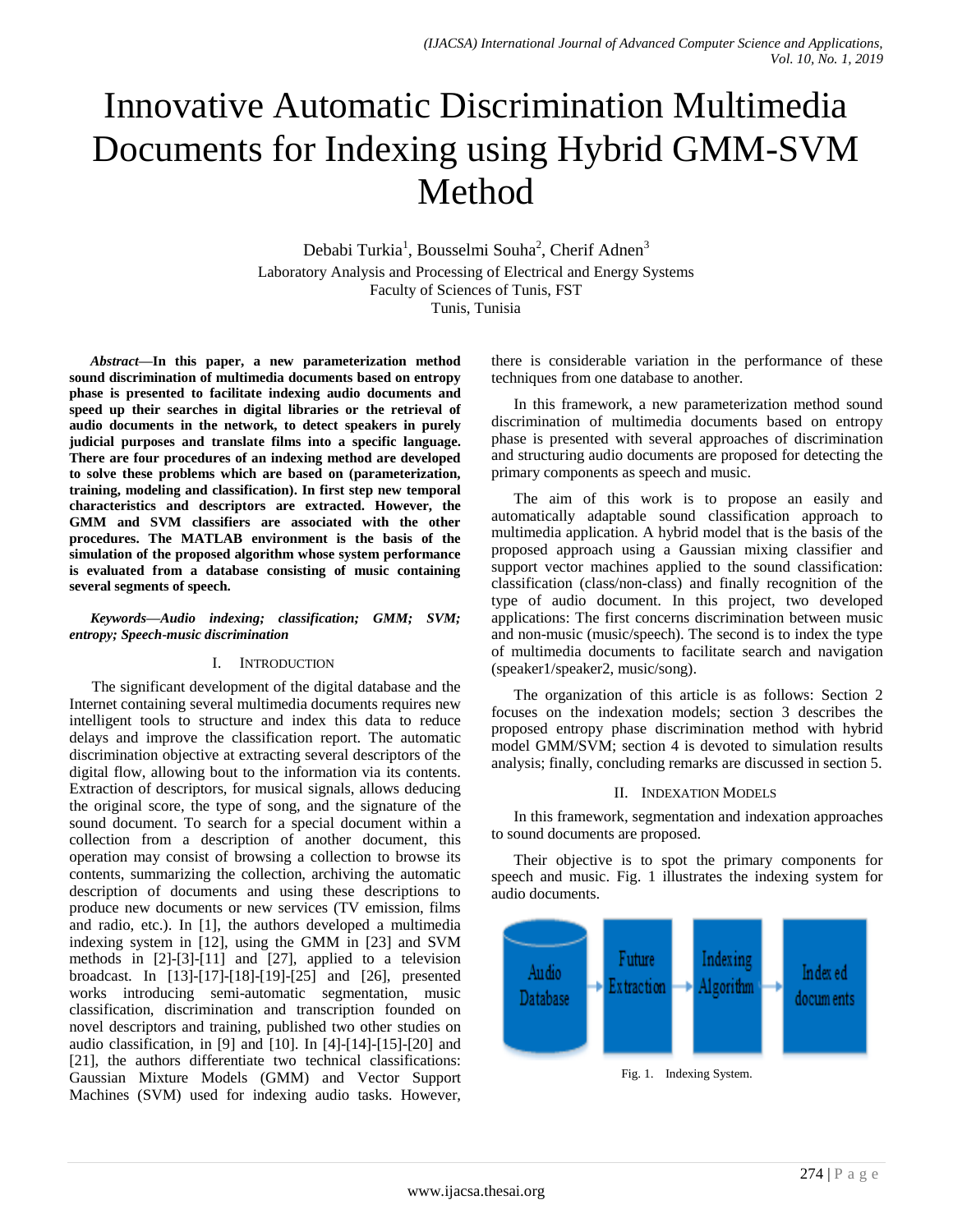# Innovative Automatic Discrimination Multimedia Documents for Indexing using Hybrid GMM-SVM Method

Debabi Turkia[1], Bousselmi Souha[2], Cherif Adnen[3]

Laboratory Analysis and Processing of Electrical and Energy Systems
Faculty of Sciences of Tunis, FST
Tunis, Tunisia

***Abstract*—In this paper, a new parameterization method sound discrimination of multimedia documents based on entropy phase is presented to facilitate indexing audio documents and speed up their searches in digital libraries or the retrieval of audio documents in the network, to detect speakers in purely judicial purposes and translate films into a specific language. There are four procedures of an indexing method are developed to solve these problems which are based on (parameterization, training, modeling and classification). In first step new temporal characteristics and descriptors are extracted. However, the GMM and SVM classifiers are associated with the other procedures. The MATLAB environment is the basis of the simulation of the proposed algorithm whose system performance is evaluated from a database consisting of music containing several segments of speech.**

***Keywords—Audio indexing; classification; GMM; SVM; entropy; Speech-music discrimination***

## I. Introduction

The significant development of the digital database and the Internet containing several multimedia documents requires new intelligent tools to structure and index this data to reduce delays and improve the classification report. The automatic discrimination objective at extracting several descriptors of the digital flow, allowing bout to the information via its contents. Extraction of descriptors, for musical signals, allows deducing the original score, the type of song, and the signature of the sound document. To search for a special document within a collection from a description of another document, this operation may consist of browsing a collection to browse its contents, summarizing the collection, archiving the automatic description of documents and using these descriptions to produce new documents or new services (TV emission, films and radio, etc.). In [1], the authors developed a multimedia indexing system in [12], using the GMM in [23] and SVM methods in [2]-[3]-[11] and [27], applied to a television broadcast. In [13]-[17]-[18]-[19]-[25] and [26], presented works introducing semi-automatic segmentation, music classification, discrimination and transcription founded on novel descriptors and training, published two other studies on audio classification, in [9] and [10]. In [4]-[14]-[15]-[20] and [21], the authors differentiate two technical classifications: Gaussian Mixture Models (GMM) and Vector Support Machines (SVM) used for indexing audio tasks. However, there is considerable variation in the performance of these techniques from one database to another.

In this framework, a new parameterization method sound discrimination of multimedia documents based on entropy phase is presented with several approaches of discrimination and structuring audio documents are proposed for detecting the primary components as speech and music.

The aim of this work is to propose an easily and automatically adaptable sound classification approach to multimedia application. A hybrid model that is the basis of the proposed approach using a Gaussian mixing classifier and support vector machines applied to the sound classification: classification (class/non-class) and finally recognition of the type of audio document. In this project, two developed applications: The first concerns discrimination between music and non-music (music/speech). The second is to index the type of multimedia documents to facilitate search and navigation (speaker1/speaker2, music/song).

The organization of this article is as follows: Section 2 focuses on the indexation models; section 3 describes the proposed entropy phase discrimination method with hybrid model GMM/SVM; section 4 is devoted to simulation results analysis; finally, concluding remarks are discussed in section 5.

## II. Indexation Models

In this framework, segmentation and indexation approaches to sound documents are proposed.

Their objective is to spot the primary components for speech and music. Fig. 1 illustrates the indexing system for audio documents.

Audio Database → Future Extraction → Indexing Algorithm → Indexed documents

Fig. 1. Indexing System.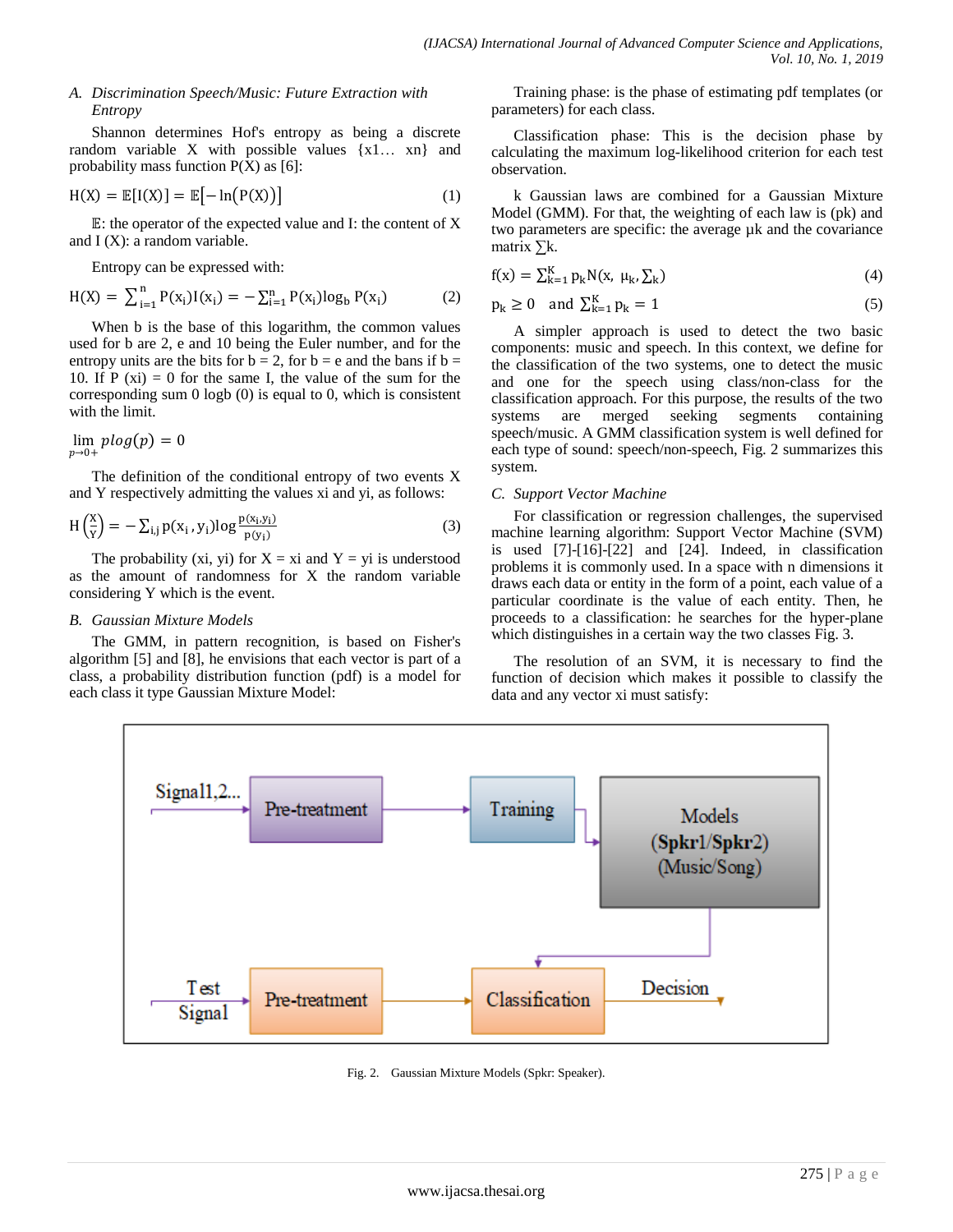### A. Discrimination Speech/Music: Future Extraction with Entropy

Shannon determines Hof's entropy as being a discrete random variable X with possible values {x1… xn} and probability mass function P(X) as [6]:

$$H(X) = \mathbb{E}[I(X)] = \mathbb{E}[-\ln(P(X))] \tag{1}$$

$\mathbb{E}$: the operator of the expected value and I: the content of X and I (X): a random variable.

Entropy can be expressed with:

$$H(X) = \sum_{i=1}^{n} P(x_i) I(x_i) = -\sum_{i=1}^{n} P(x_i) \log_b P(x_i) \tag{2}$$

When b is the base of this logarithm, the common values used for b are 2, e and 10 being the Euler number, and for the entropy units are the bits for b = 2, for b = e and the bans if b = 10. If P (xi) = 0 for the same I, the value of the sum for the corresponding sum 0 logb (0) is equal to 0, which is consistent with the limit.

$$\lim_{p \to 0+} p\log(p) = 0$$

The definition of the conditional entropy of two events X and Y respectively admitting the values xi and yi, as follows:

$$H\left(\frac{X}{Y}\right) = -\sum_{i,j} p(x_i, y_i) \log \frac{p(x_i, y_i)}{p(y_i)} \tag{3}$$

The probability (xi, yi) for X = xi and Y = yi is understood as the amount of randomness for X the random variable considering Y which is the event.

### B. Gaussian Mixture Models

The GMM, in pattern recognition, is based on Fisher's algorithm [5] and [8], he envisions that each vector is part of a class, a probability distribution function (pdf) is a model for each class it type Gaussian Mixture Model:

Training phase: is the phase of estimating pdf templates (or parameters) for each class.

Classification phase: This is the decision phase by calculating the maximum log-likelihood criterion for each test observation.

k Gaussian laws are combined for a Gaussian Mixture Model (GMM). For that, the weighting of each law is (pk) and two parameters are specific: the average µk and the covariance matrix ∑k.

$$f(x) = \sum_{k=1}^{K} p_k N(x, \mu_k, \Sigma_k) \tag{4}$$

$$p_k \geq 0 \quad \text{and} \quad \sum_{k=1}^{K} p_k = 1 \tag{5}$$

A simpler approach is used to detect the two basic components: music and speech. In this context, we define for the classification of the two systems, one to detect the music and one for the speech using class/non-class for the classification approach. For this purpose, the results of the two systems are merged seeking segments containing speech/music. A GMM classification system is well defined for each type of sound: speech/non-speech, Fig. 2 summarizes this system.

### C. Support Vector Machine

For classification or regression challenges, the supervised machine learning algorithm: Support Vector Machine (SVM) is used [7]-[16]-[22] and [24]. Indeed, in classification problems it is commonly used. In a space with n dimensions it draws each data or entity in the form of a point, each value of a particular coordinate is the value of each entity. Then, he proceeds to a classification: he searches for the hyper-plane which distinguishes in a certain way the two classes Fig. 3.

The resolution of an SVM, it is necessary to find the function of decision which makes it possible to classify the data and any vector xi must satisfy:

Fig. 2. Gaussian Mixture Models (Spkr: Speaker).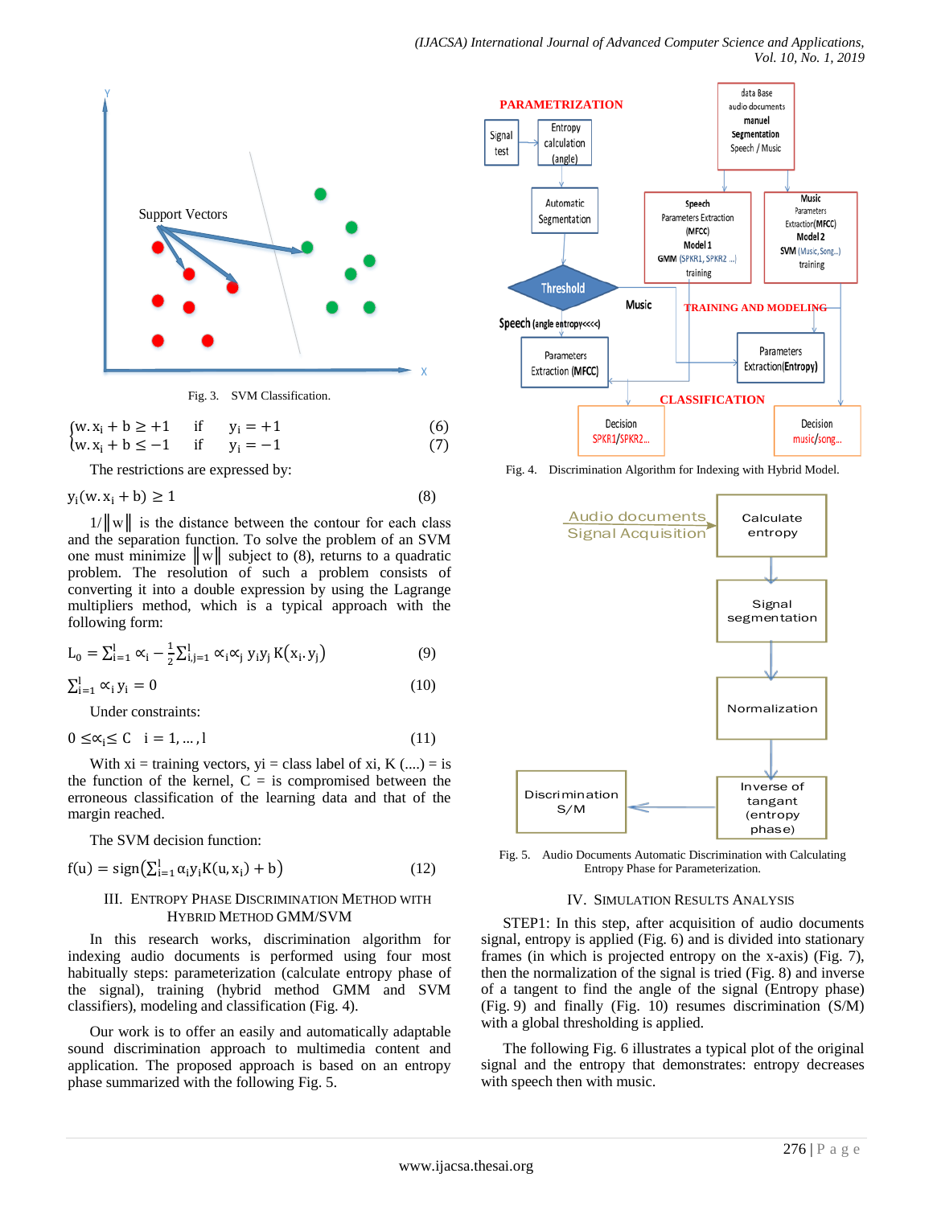Fig. 3. SVM Classification.

$$\begin{cases} w.x_i + b \geq +1 & \text{if} \quad y_i = +1 \\ w.x_i + b \leq -1 & \text{if} \quad y_i = -1 \end{cases} \quad (6),(7)$$

The restrictions are expressed by:

$$y_i(w.x_i + b) \geq 1 \quad (8)$$

$1/\|w\|$ is the distance between the contour for each class and the separation function. To solve the problem of an SVM one must minimize $\|w\|$ subject to (8), returns to a quadratic problem. The resolution of such a problem consists of converting it into a double expression by using the Lagrange multipliers method, which is a typical approach with the following form:

$$L_0 = \sum_{i=1}^{l} \propto_i - \frac{1}{2}\sum_{i,j=1}^{l} \propto_i \propto_j y_i y_j K(x_i.y_j) \quad (9)$$

$$\sum_{i=1}^{l} \propto_i y_i = 0 \quad (10)$$

Under constraints:

$$0 \leq \propto_i \leq C \quad i = 1, \dots, l \quad (11)$$

With xi = training vectors, yi = class label of xi, K (....) = is the function of the kernel, C = is compromised between the erroneous classification of the learning data and that of the margin reached.

The SVM decision function:

$$f(u) = \text{sign}\left(\sum_{i=1}^{l} \alpha_i y_i K(u, x_i) + b\right) \quad (12)$$

## III. Entropy Phase Discrimination Method with Hybrid Method GMM/SVM

In this research works, discrimination algorithm for indexing audio documents is performed using four most habitually steps: parametrization (calculate entropy phase of the signal), training (hybrid method GMM and SVM classifiers), modeling and classification (Fig. 4).

Our work is to offer an easily and automatically adaptable sound discrimination approach to multimedia content and application. The proposed approach is based on an entropy phase summarized with the following Fig. 5.

Fig. 4. Discrimination Algorithm for Indexing with Hybrid Model.

Fig. 5. Audio Documents Automatic Discrimination with Calculating Entropy Phase for Parameterization.

## IV. Simulation Results Analysis

STEP1: In this step, after acquisition of audio documents signal, entropy is applied (Fig. 6) and is divided into stationary frames (in which is projected entropy on the x-axis) (Fig. 7), then the normalization of the signal is tried (Fig. 8) and inverse of a tangent to find the angle of the signal (Entropy phase) (Fig. 9) and finally (Fig. 10) resumes discrimination (S/M) with a global thresholding is applied.

The following Fig. 6 illustrates a typical plot of the original signal and the entropy that demonstrates: entropy decreases with speech then with music.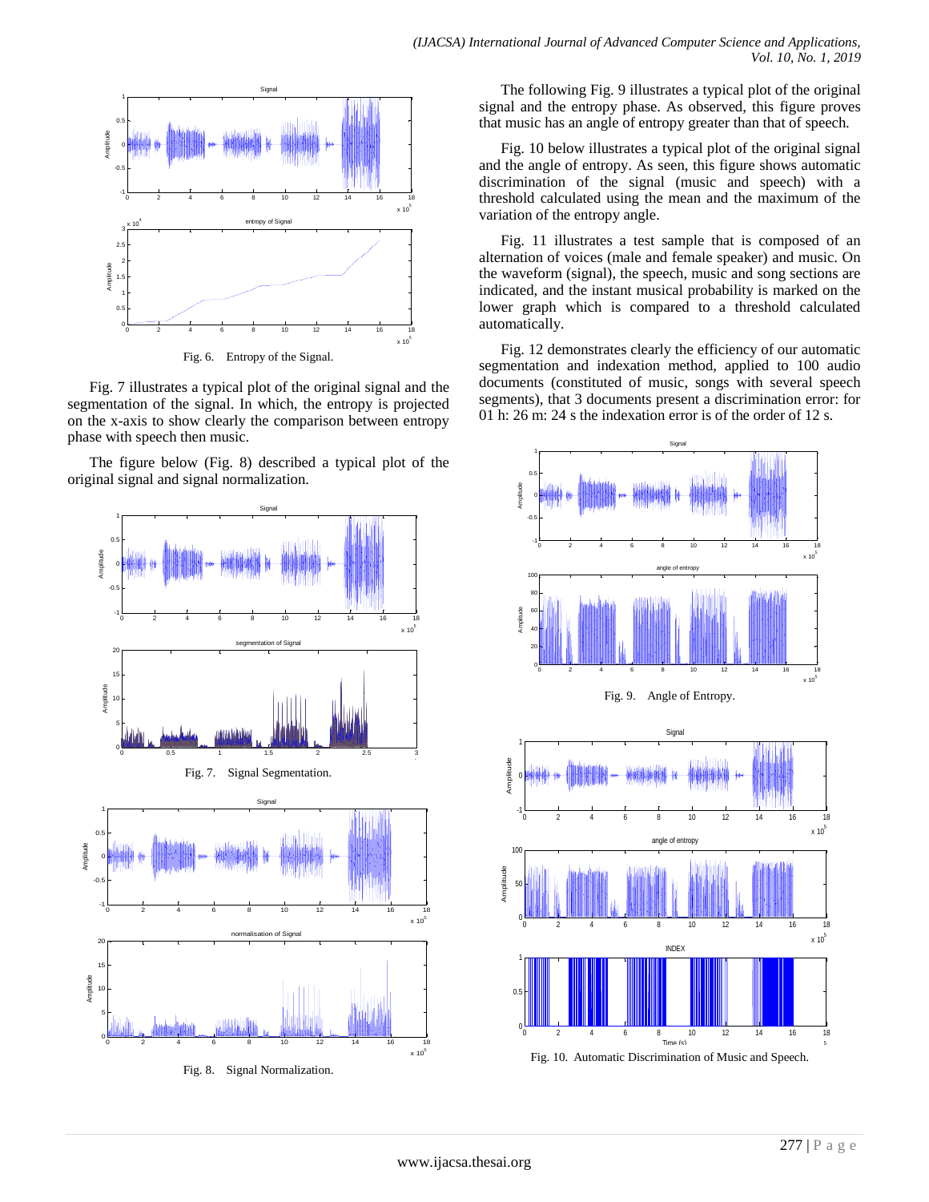Fig. 6. Entropy of the Signal.

Fig. 7 illustrates a typical plot of the original signal and the segmentation of the signal. In which, the entropy is projected on the x-axis to show clearly the comparison between entropy phase with speech then music.

The figure below (Fig. 8) described a typical plot of the original signal and signal normalization.

Fig. 7. Signal Segmentation.

Fig. 8. Signal Normalization.

The following Fig. 9 illustrates a typical plot of the original signal and the entropy phase. As observed, this figure proves that music has an angle of entropy greater than that of speech.

Fig. 10 below illustrates a typical plot of the original signal and the angle of entropy. As seen, this figure shows automatic discrimination of the signal (music and speech) with a threshold calculated using the mean and the maximum of the variation of the entropy angle.

Fig. 11 illustrates a test sample that is composed of an alternation of voices (male and female speaker) and music. On the waveform (signal), the speech, music and song sections are indicated, and the instant musical probability is marked on the lower graph which is compared to a threshold calculated automatically.

Fig. 12 demonstrates clearly the efficiency of our automatic segmentation and indexation method, applied to 100 audio documents (constituted of music, songs with several speech segments), that 3 documents present a discrimination error: for 01 h: 26 m: 24 s the indexation error is of the order of 12 s.

Fig. 9. Angle of Entropy.

Fig. 10. Automatic Discrimination of Music and Speech.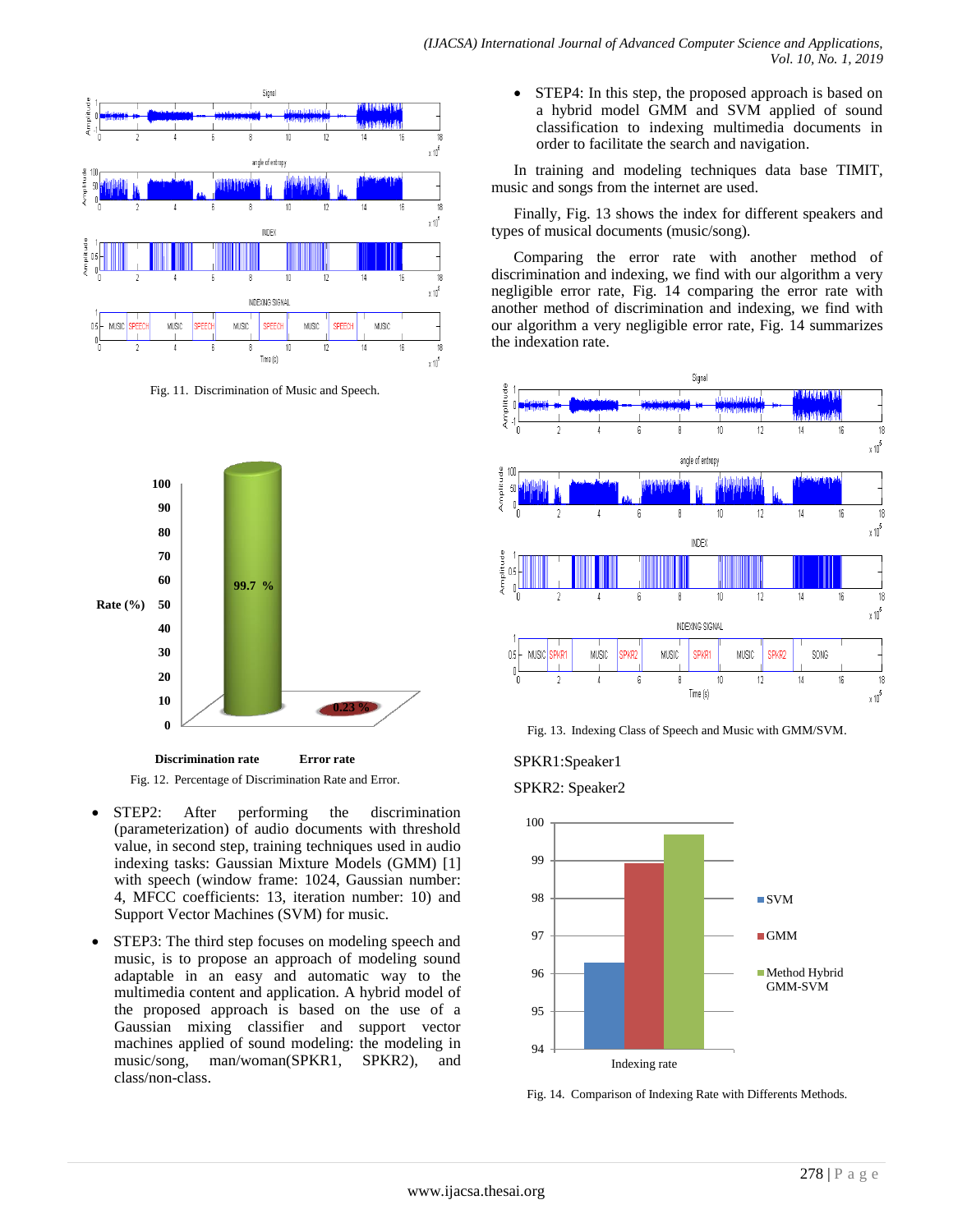Fig. 11. Discrimination of Music and Speech.

Fig. 12. Percentage of Discrimination Rate and Error.

- STEP2: After performing the discrimination (parameterization) of audio documents with threshold value, in second step, training techniques used in audio indexing tasks: Gaussian Mixture Models (GMM) [1] with speech (window frame: 1024, Gaussian number: 4, MFCC coefficients: 13, iteration number: 10) and Support Vector Machines (SVM) for music.
- STEP3: The third step focuses on modeling speech and music, is to propose an approach of modeling sound adaptable in an easy and automatic way to the multimedia content and application. A hybrid model of the proposed approach is based on the use of a Gaussian mixing classifier and support vector machines applied of sound modeling: the modeling in music/song, man/woman(SPKR1, SPKR2), and class/non-class.
- STEP4: In this step, the proposed approach is based on a hybrid model GMM and SVM applied of sound classification to indexing multimedia documents in order to facilitate the search and navigation.

In training and modeling techniques data base TIMIT, music and songs from the internet are used.

Finally, Fig. 13 shows the index for different speakers and types of musical documents (music/song).

Comparing the error rate with another method of discrimination and indexing, we find with our algorithm a very negligible error rate, Fig. 14 comparing the error rate with another method of discrimination and indexing, we find with our algorithm a very negligible error rate, Fig. 14 summarizes the indexation rate.

Fig. 13. Indexing Class of Speech and Music with GMM/SVM.

SPKR1:Speaker1

SPKR2: Speaker2

Fig. 14. Comparison of Indexing Rate with Differents Methods.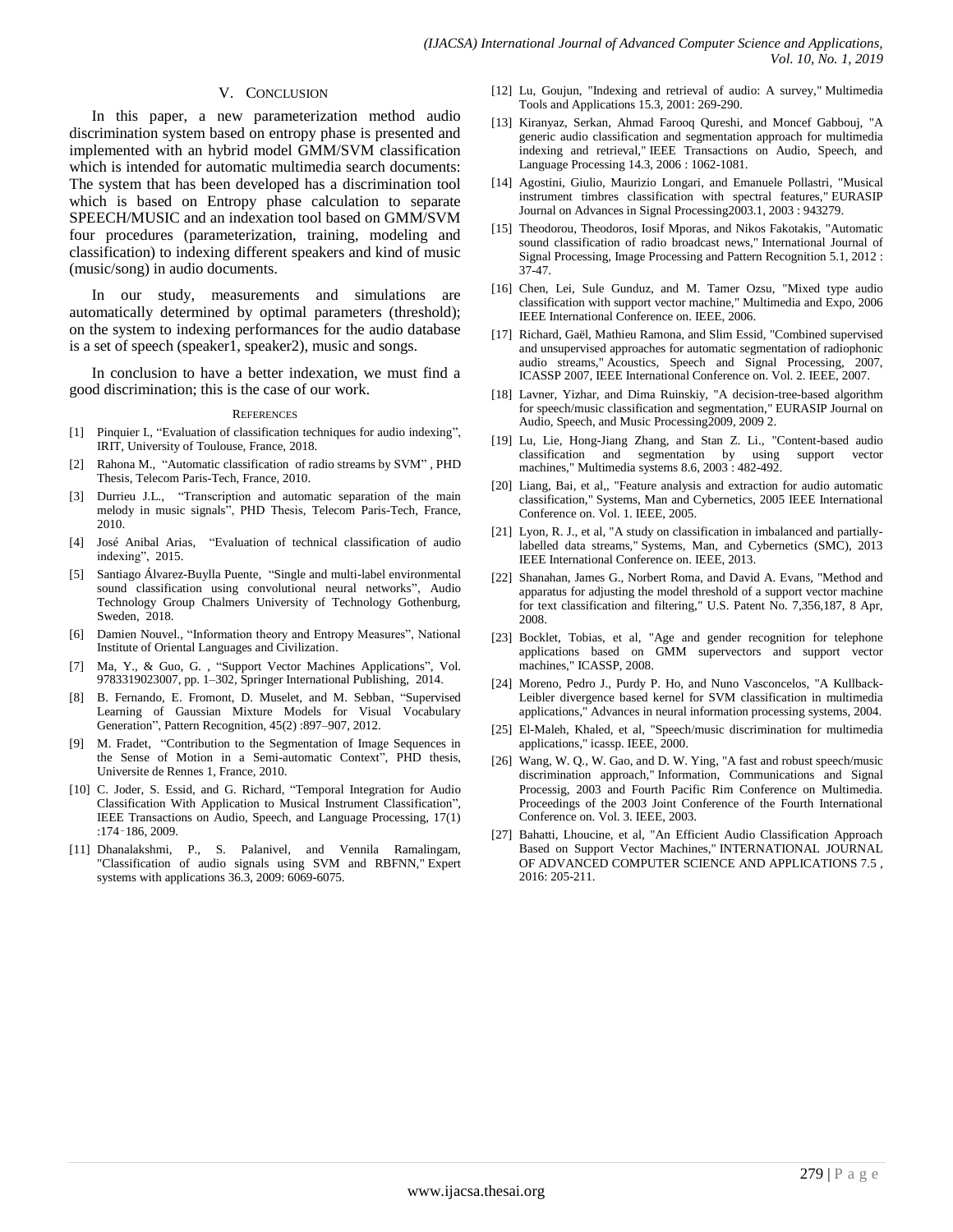## V. CONCLUSION

In this paper, a new parameterization method audio discrimination system based on entropy phase is presented and implemented with an hybrid model GMM/SVM classification which is intended for automatic multimedia search documents: The system that has been developed has a discrimination tool which is based on Entropy phase calculation to separate SPEECH/MUSIC and an indexation tool based on GMM/SVM four procedures (parameterization, training, modeling and classification) to indexing different speakers and kind of music (music/song) in audio documents.

In our study, measurements and simulations are automatically determined by optimal parameters (threshold); on the system to indexing performances for the audio database is a set of speech (speaker1, speaker2), music and songs.

In conclusion to have a better indexation, we must find a good discrimination; this is the case of our work.

## REFERENCES

[1] Pinquier I., "Evaluation of classification techniques for audio indexing", IRIT, University of Toulouse, France, 2018.

[2] Rahona M., "Automatic classification of radio streams by SVM" , PHD Thesis, Telecom Paris-Tech, France, 2010.

[3] Durrieu J.L., "Transcription and automatic separation of the main melody in music signals", PHD Thesis, Telecom Paris-Tech, France, 2010.

[4] José Anibal Arias, "Evaluation of technical classification of audio indexing", 2015.

[5] Santiago Álvarez-Buylla Puente, "Single and multi-label environmental sound classification using convolutional neural networks", Audio Technology Group Chalmers University of Technology Gothenburg, Sweden, 2018.

[6] Damien Nouvel., "Information theory and Entropy Measures", National Institute of Oriental Languages and Civilization.

[7] Ma, Y., & Guo, G. , "Support Vector Machines Applications", Vol. 9783319023007, pp. 1–302, Springer International Publishing, 2014.

[8] B. Fernando, E. Fromont, D. Muselet, and M. Sebban, "Supervised Learning of Gaussian Mixture Models for Visual Vocabulary Generation", Pattern Recognition, 45(2) :897–907, 2012.

[9] M. Fradet, "Contribution to the Segmentation of Image Sequences in the Sense of Motion in a Semi-automatic Context", PHD thesis, Universite de Rennes 1, France, 2010.

[10] C. Joder, S. Essid, and G. Richard, "Temporal Integration for Audio Classification With Application to Musical Instrument Classification", IEEE Transactions on Audio, Speech, and Language Processing, 17(1) :174‑186, 2009.

[11] Dhanalakshmi, P., S. Palanivel, and Vennila Ramalingam, "Classification of audio signals using SVM and RBFNN," Expert systems with applications 36.3, 2009: 6069-6075.

[12] Lu, Goujun, "Indexing and retrieval of audio: A survey," Multimedia Tools and Applications 15.3, 2001: 269-290.

[13] Kiranyaz, Serkan, Ahmad Farooq Qureshi, and Moncef Gabbouj, "A generic audio classification and segmentation approach for multimedia indexing and retrieval," IEEE Transactions on Audio, Speech, and Language Processing 14.3, 2006 : 1062-1081.

[14] Agostini, Giulio, Maurizio Longari, and Emanuele Pollastri, "Musical instrument timbres classification with spectral features," EURASIP Journal on Advances in Signal Processing2003.1, 2003 : 943279.

[15] Theodorou, Theodoros, Iosif Mporas, and Nikos Fakotakis, "Automatic sound classification of radio broadcast news," International Journal of Signal Processing, Image Processing and Pattern Recognition 5.1, 2012 : 37-47.

[16] Chen, Lei, Sule Gunduz, and M. Tamer Ozsu, "Mixed type audio classification with support vector machine," Multimedia and Expo, 2006 IEEE International Conference on. IEEE, 2006.

[17] Richard, Gaël, Mathieu Ramona, and Slim Essid, "Combined supervised and unsupervised approaches for automatic segmentation of radiophonic audio streams," Acoustics, Speech and Signal Processing, 2007, ICASSP 2007, IEEE International Conference on. Vol. 2. IEEE, 2007.

[18] Lavner, Yizhar, and Dima Ruinskiy, "A decision-tree-based algorithm for speech/music classification and segmentation," EURASIP Journal on Audio, Speech, and Music Processing2009, 2009 2.

[19] Lu, Lie, Hong-Jiang Zhang, and Stan Z. Li., "Content-based audio classification and segmentation by using support vector machines," Multimedia systems 8.6, 2003 : 482-492.

[20] Liang, Bai, et al,, "Feature analysis and extraction for audio automatic classification," Systems, Man and Cybernetics, 2005 IEEE International Conference on. Vol. 1. IEEE, 2005.

[21] Lyon, R. J., et al, "A study on classification in imbalanced and partially-labelled data streams," Systems, Man, and Cybernetics (SMC), 2013 IEEE International Conference on. IEEE, 2013.

[22] Shanahan, James G., Norbert Roma, and David A. Evans, "Method and apparatus for adjusting the model threshold of a support vector machine for text classification and filtering," U.S. Patent No. 7,356,187, 8 Apr, 2008.

[23] Bocklet, Tobias, et al, "Age and gender recognition for telephone applications based on GMM supervectors and support vector machines," ICASSP, 2008.

[24] Moreno, Pedro J., Purdy P. Ho, and Nuno Vasconcelos, "A Kullback-Leibler divergence based kernel for SVM classification in multimedia applications," Advances in neural information processing systems, 2004.

[25] El-Maleh, Khaled, et al, "Speech/music discrimination for multimedia applications," icassp. IEEE, 2000.

[26] Wang, W. Q., W. Gao, and D. W. Ying, "A fast and robust speech/music discrimination approach," Information, Communications and Signal Processig, 2003 and Fourth Pacific Rim Conference on Multimedia. Proceedings of the 2003 Joint Conference of the Fourth International Conference on. Vol. 3. IEEE, 2003.

[27] Bahatti, Lhoucine, et al, "An Efficient Audio Classification Approach Based on Support Vector Machines," INTERNATIONAL JOURNAL OF ADVANCED COMPUTER SCIENCE AND APPLICATIONS 7.5 , 2016: 205-211.